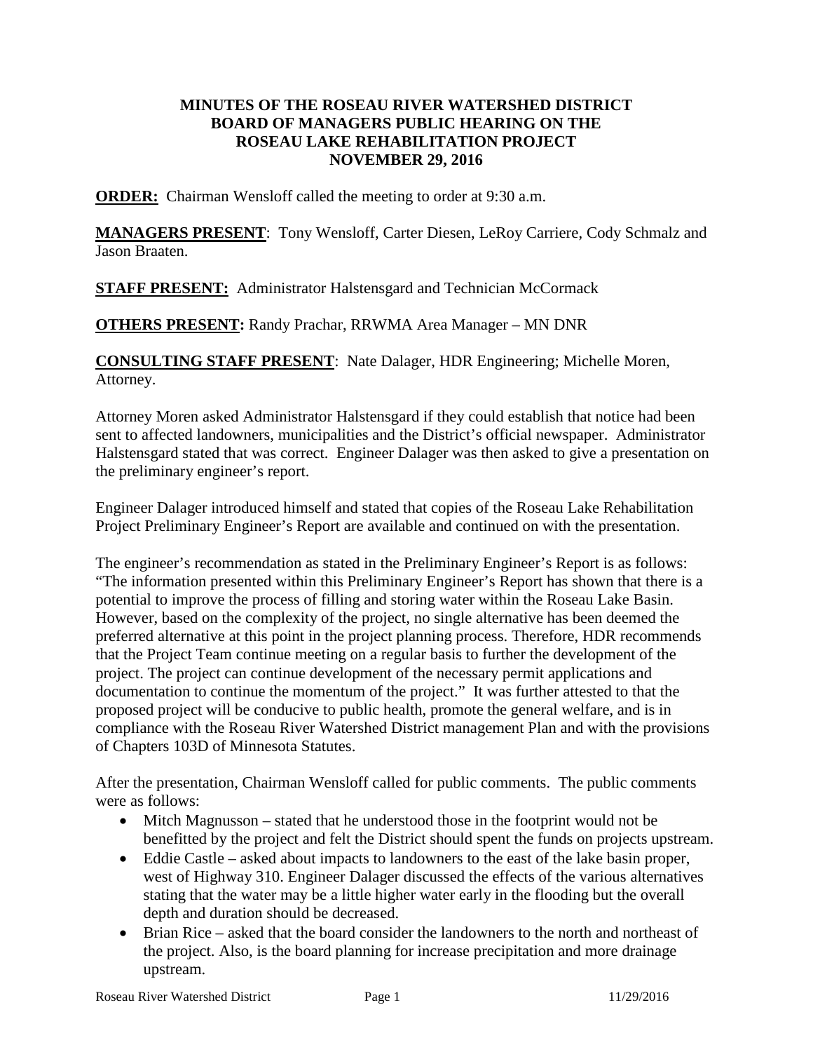# MINUTES OF THE ROSEAU RIVER WATERSHED DISTRICT BOARD OF MANAGERS PUBLIC HEARING ON THE ROSEAU LAKE REHABILITATION PROJECT NOVEMBER 29, 2016

**ORDER:** Chairman Wensloff called the meeting to order at 9:30 a.m.

**MANAGERS PRESENT**: Tony Wensloff, Carter Diesen, LeRoy Carriere, Cody Schmalz and Jason Braaten.

**STAFF PRESENT:** Administrator Halstensgard and Technician McCormack

**OTHERS PRESENT:** Randy Prachar, RRWMA Area Manager – MN DNR

**CONSULTING STAFF PRESENT**: Nate Dalager, HDR Engineering; Michelle Moren, Attorney.

Attorney Moren asked Administrator Halstensgard if they could establish that notice had been sent to affected landowners, municipalities and the District's official newspaper. Administrator Halstensgard stated that was correct. Engineer Dalager was then asked to give a presentation on the preliminary engineer's report.

Engineer Dalager introduced himself and stated that copies of the Roseau Lake Rehabilitation Project Preliminary Engineer's Report are available and continued on with the presentation.

The engineer's recommendation as stated in the Preliminary Engineer's Report is as follows: "The information presented within this Preliminary Engineer's Report has shown that there is a potential to improve the process of filling and storing water within the Roseau Lake Basin. However, based on the complexity of the project, no single alternative has been deemed the preferred alternative at this point in the project planning process. Therefore, HDR recommends that the Project Team continue meeting on a regular basis to further the development of the project. The project can continue development of the necessary permit applications and documentation to continue the momentum of the project." It was further attested to that the proposed project will be conducive to public health, promote the general welfare, and is in compliance with the Roseau River Watershed District management Plan and with the provisions of Chapters 103D of Minnesota Statutes.

After the presentation, Chairman Wensloff called for public comments. The public comments were as follows:

- Mitch Magnusson – stated that he understood those in the footprint would not be benefitted by the project and felt the District should spent the funds on projects upstream.
- Eddie Castle – asked about impacts to landowners to the east of the lake basin proper, west of Highway 310. Engineer Dalager discussed the effects of the various alternatives stating that the water may be a little higher water early in the flooding but the overall depth and duration should be decreased.
- Brian Rice – asked that the board consider the landowners to the north and northeast of the project. Also, is the board planning for increase precipitation and more drainage upstream.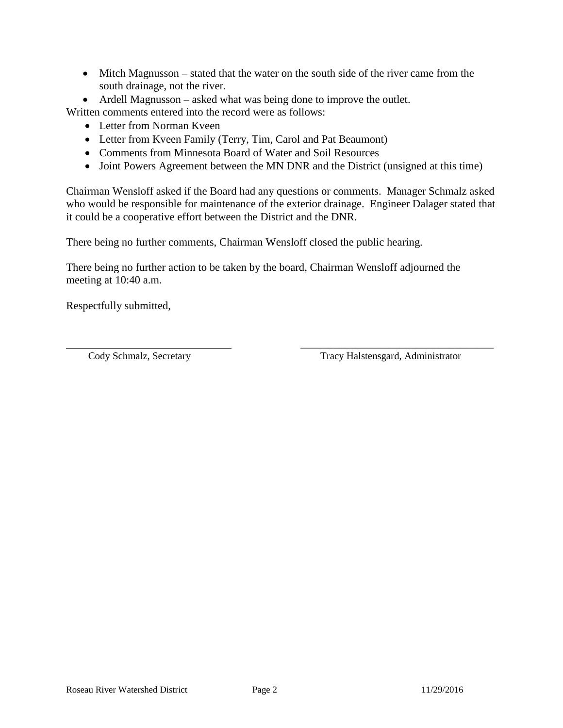- Mitch Magnusson – stated that the water on the south side of the river came from the south drainage, not the river.
- Ardell Magnusson – asked what was being done to improve the outlet.

Written comments entered into the record were as follows:

- Letter from Norman Kveen
- Letter from Kveen Family (Terry, Tim, Carol and Pat Beaumont)
- Comments from Minnesota Board of Water and Soil Resources
- Joint Powers Agreement between the MN DNR and the District (unsigned at this time)

Chairman Wensloff asked if the Board had any questions or comments. Manager Schmalz asked who would be responsible for maintenance of the exterior drainage. Engineer Dalager stated that it could be a cooperative effort between the District and the DNR.

There being no further comments, Chairman Wensloff closed the public hearing.

There being no further action to be taken by the board, Chairman Wensloff adjourned the meeting at 10:40 a.m.

Respectfully submitted,

\_\_\_\_\_\_\_\_\_\_\_\_\_\_\_\_\_\_\_\_\_\_\_\_\_\_\_\_\_\_
Cody Schmalz, Secretary

\_\_\_\_\_\_\_\_\_\_\_\_\_\_\_\_\_\_\_\_\_\_\_\_\_\_\_\_\_\_
Tracy Halstensgard, Administrator